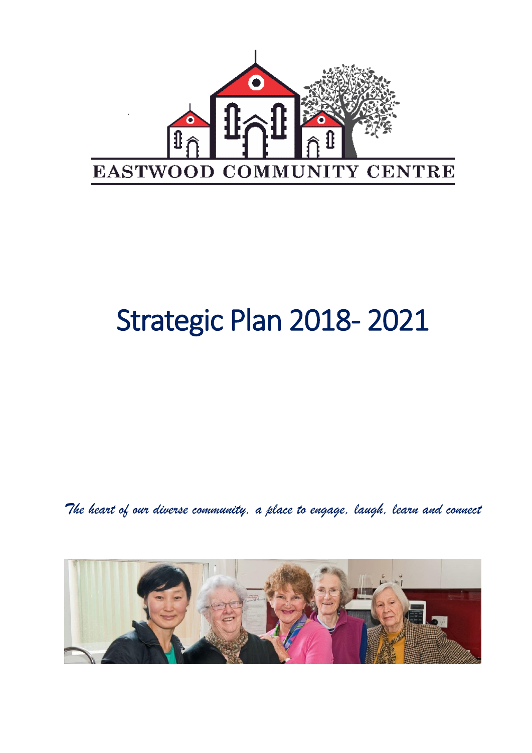EASTWOOD COMMUNITY CENTRE

# Strategic Plan 2018- 2021

*The heart of our diverse community, a place to engage, laugh, learn and connect*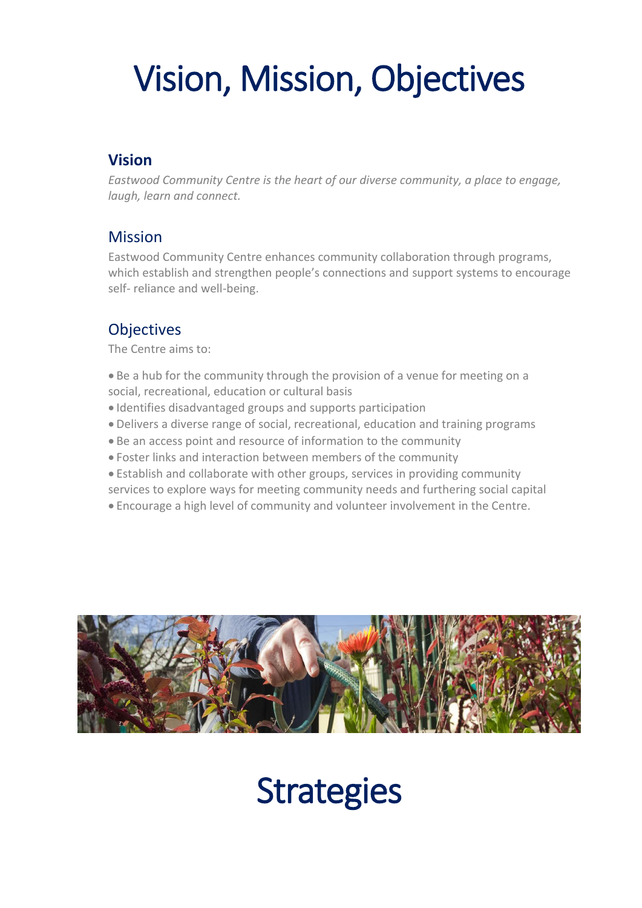# Vision, Mission, Objectives

## **Vision**

*Eastwood Community Centre is the heart of our diverse community, a place to engage, laugh, learn and connect.*

## Mission

Eastwood Community Centre enhances community collaboration through programs, which establish and strengthen people's connections and support systems to encourage self- reliance and well-being.

## Objectives

The Centre aims to:

- Be a hub for the community through the provision of a venue for meeting on a social, recreational, education or cultural basis
- Identifies disadvantaged groups and supports participation
- Delivers a diverse range of social, recreational, education and training programs
- Be an access point and resource of information to the community
- Foster links and interaction between members of the community
- Establish and collaborate with other groups, services in providing community services to explore ways for meeting community needs and furthering social capital
- Encourage a high level of community and volunteer involvement in the Centre.

# Strategies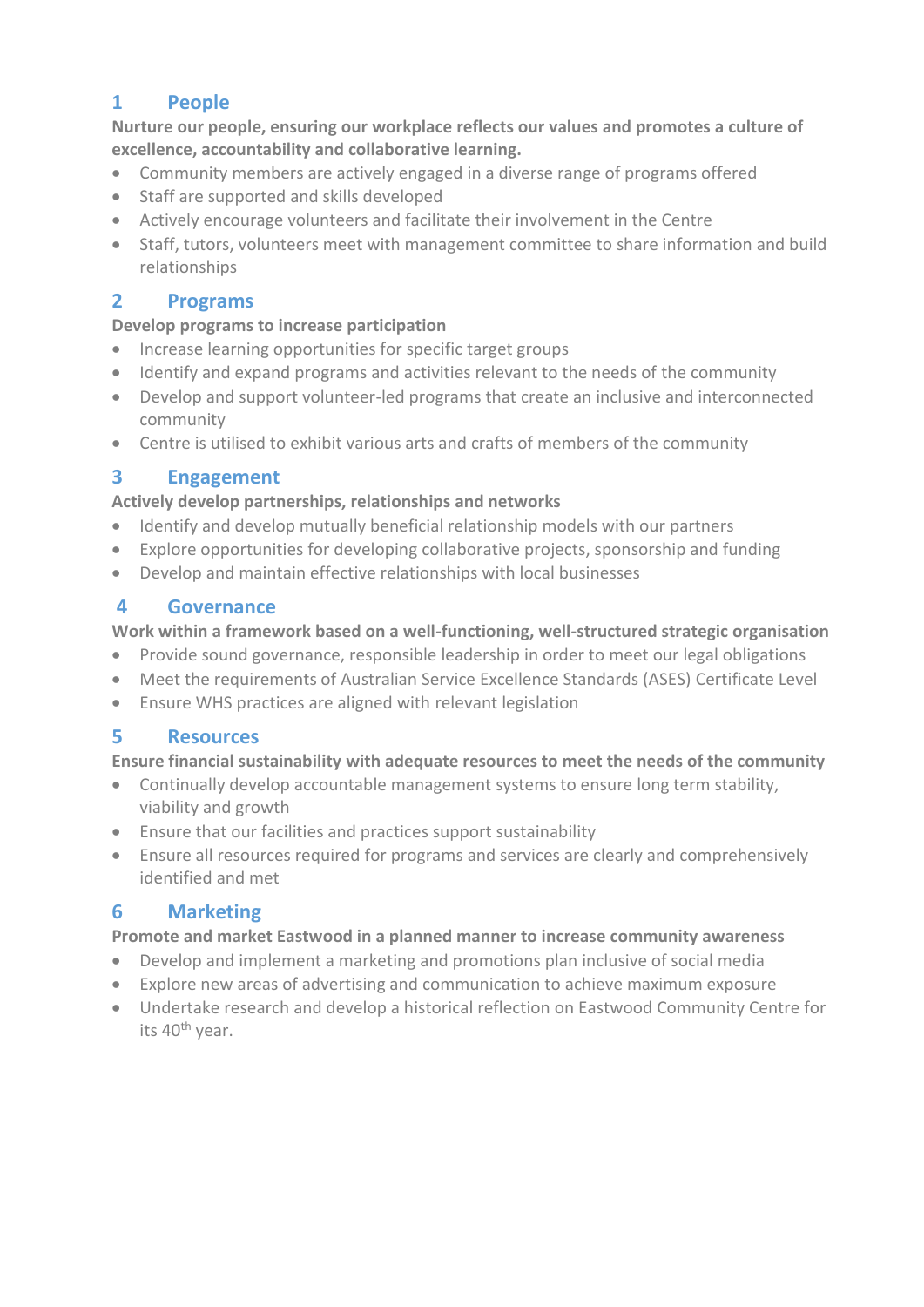## 1 People

**Nurture our people, ensuring our workplace reflects our values and promotes a culture of excellence, accountability and collaborative learning.**

- Community members are actively engaged in a diverse range of programs offered
- Staff are supported and skills developed
- Actively encourage volunteers and facilitate their involvement in the Centre
- Staff, tutors, volunteers meet with management committee to share information and build relationships

## 2 Programs

**Develop programs to increase participation**

- Increase learning opportunities for specific target groups
- Identify and expand programs and activities relevant to the needs of the community
- Develop and support volunteer-led programs that create an inclusive and interconnected community
- Centre is utilised to exhibit various arts and crafts of members of the community

## 3 Engagement

**Actively develop partnerships, relationships and networks**

- Identify and develop mutually beneficial relationship models with our partners
- Explore opportunities for developing collaborative projects, sponsorship and funding
- Develop and maintain effective relationships with local businesses

## 4 Governance

**Work within a framework based on a well-functioning, well-structured strategic organisation**

- Provide sound governance, responsible leadership in order to meet our legal obligations
- Meet the requirements of Australian Service Excellence Standards (ASES) Certificate Level
- Ensure WHS practices are aligned with relevant legislation

## 5 Resources

**Ensure financial sustainability with adequate resources to meet the needs of the community**

- Continually develop accountable management systems to ensure long term stability, viability and growth
- Ensure that our facilities and practices support sustainability
- Ensure all resources required for programs and services are clearly and comprehensively identified and met

## 6 Marketing

**Promote and market Eastwood in a planned manner to increase community awareness**

- Develop and implement a marketing and promotions plan inclusive of social media
- Explore new areas of advertising and communication to achieve maximum exposure
- Undertake research and develop a historical reflection on Eastwood Community Centre for its 40th year.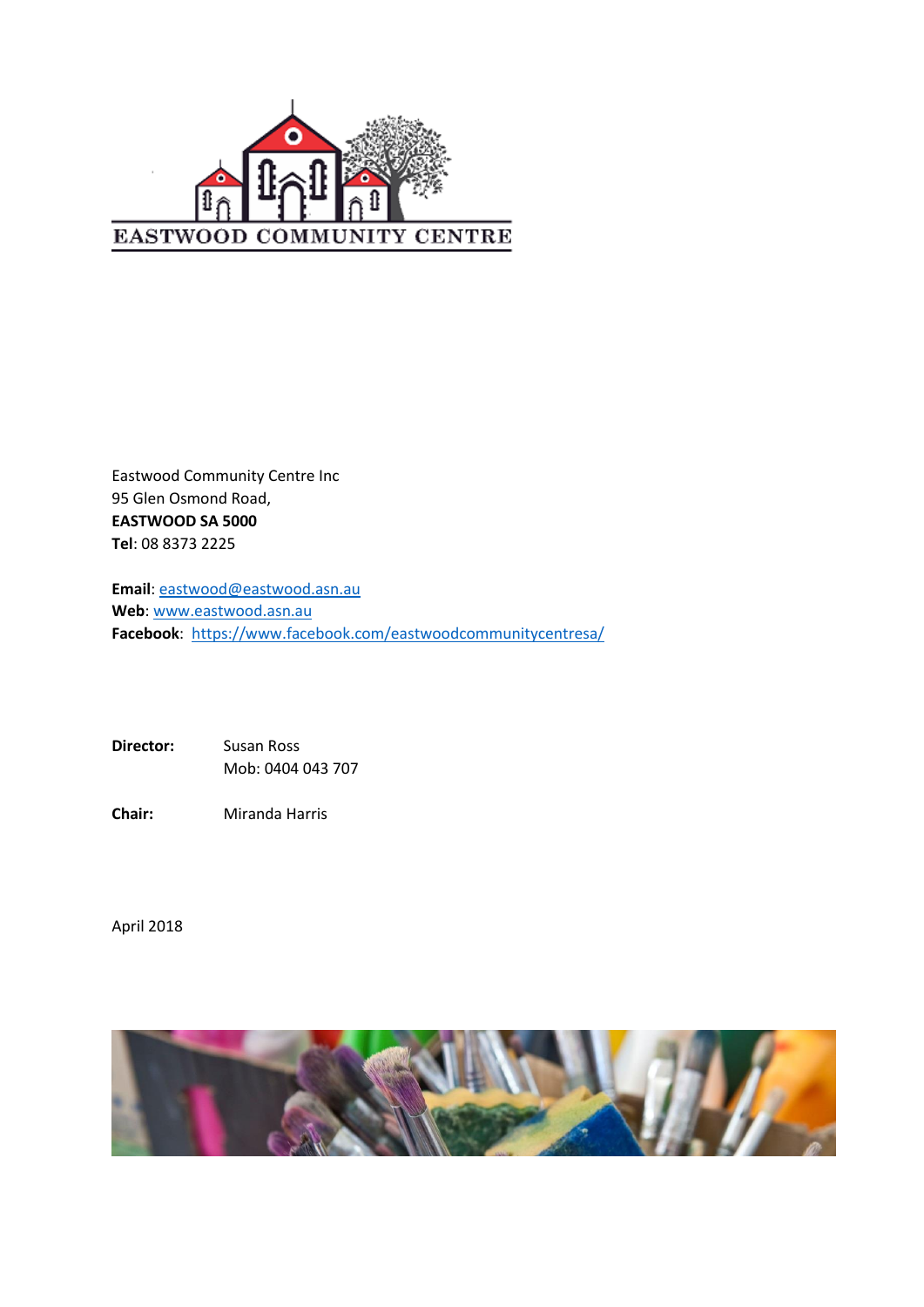EASTWOOD COMMUNITY CENTRE

Eastwood Community Centre Inc
95 Glen Osmond Road,
**EASTWOOD SA 5000**
**Tel**: 08 8373 2225

**Email**: eastwood@eastwood.asn.au
**Web**: www.eastwood.asn.au
**Facebook**: https://www.facebook.com/eastwoodcommunitycentresa/

**Director:** Susan Ross
Mob: 0404 043 707

**Chair:** Miranda Harris

April 2018